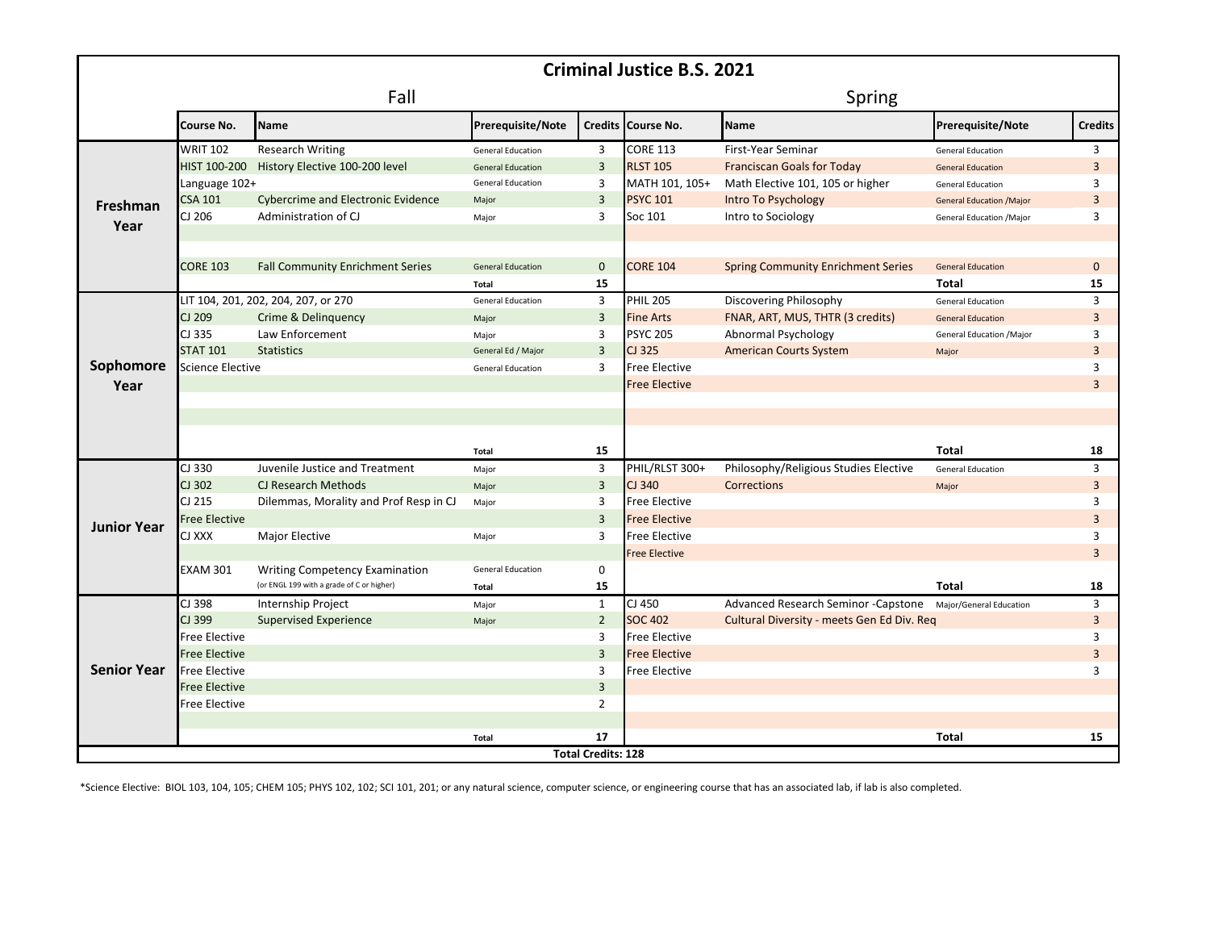# Criminal Justice B.S. 2021

| | Fall | | | | Spring | | | |
|---|---|---|---|---|---|---|---|---|
| | Course No. | Name | Prerequisite/Note | Credits | Course No. | Name | Prerequisite/Note | Credits |
| **Freshman Year** | WRIT 102 | Research Writing | General Education | 3 | CORE 113 | First-Year Seminar | General Education | 3 |
| | HIST 100-200 | History Elective 100-200 level | General Education | 3 | RLST 105 | Franciscan Goals for Today | General Education | 3 |
| | Language 102+ | | General Education | 3 | MATH 101, 105+ | Math Elective 101, 105 or higher | General Education | 3 |
| | CSA 101 | Cybercrime and Electronic Evidence | Major | 3 | PSYC 101 | Intro To Psychology | General Education /Major | 3 |
| | CJ 206 | Administration of CJ | Major | 3 | Soc 101 | Intro to Sociology | General Education /Major | 3 |
| | CORE 103 | Fall Community Enrichment Series | General Education | 0 | CORE 104 | Spring Community Enrichment Series | General Education | 0 |
| | | | Total | 15 | | | Total | 15 |
| **Sophomore Year** | LIT 104, 201, 202, 204, 207, or 270 | | General Education | 3 | PHIL 205 | Discovering Philosophy | General Education | 3 |
| | CJ 209 | Crime & Delinquency | Major | 3 | Fine Arts | FNAR, ART, MUS, THTR (3 credits) | General Education | 3 |
| | CJ 335 | Law Enforcement | Major | 3 | PSYC 205 | Abnormal Psychology | General Education /Major | 3 |
| | STAT 101 | Statistics | General Ed / Major | 3 | CJ 325 | American Courts System | Major | 3 |
| | Science Elective | | General Education | 3 | Free Elective | | | 3 |
| | | | | | Free Elective | | | 3 |
| | | | Total | 15 | | | Total | 18 |
| **Junior Year** | CJ 330 | Juvenile Justice and Treatment | Major | 3 | PHIL/RLST 300+ | Philosophy/Religious Studies Elective | General Education | 3 |
| | CJ 302 | CJ Research Methods | Major | 3 | CJ 340 | Corrections | Major | 3 |
| | CJ 215 | Dilemmas, Morality and Prof Resp in CJ | Major | 3 | Free Elective | | | 3 |
| | Free Elective | | | 3 | Free Elective | | | 3 |
| | CJ XXX | Major Elective | Major | 3 | Free Elective | | | 3 |
| | | | | | Free Elective | | | 3 |
| | EXAM 301 | Writing Competency Examination (or ENGL 199 with a grade of C or higher) | General Education | 0 | | | | |
| | | | Total | 15 | | | Total | 18 |
| **Senior Year** | CJ 398 | Internship Project | Major | 1 | CJ 450 | Advanced Research Seminor -Capstone | Major/General Education | 3 |
| | CJ 399 | Supervised Experience | Major | 2 | SOC 402 | Cultural Diversity - meets Gen Ed Div. Req | | 3 |
| | Free Elective | | | 3 | Free Elective | | | 3 |
| | Free Elective | | | 3 | Free Elective | | | 3 |
| | Free Elective | | | 3 | Free Elective | | | 3 |
| | Free Elective | | | 3 | | | | |
| | Free Elective | | | 2 | | | | |
| | | | Total | 17 | | | Total | 15 |
| | | | | Total Credits: 128 | | | | |

*Science Elective: BIOL 103, 104, 105; CHEM 105; PHYS 102, 102; SCI 101, 201; or any natural science, computer science, or engineering course that has an associated lab, if lab is also completed.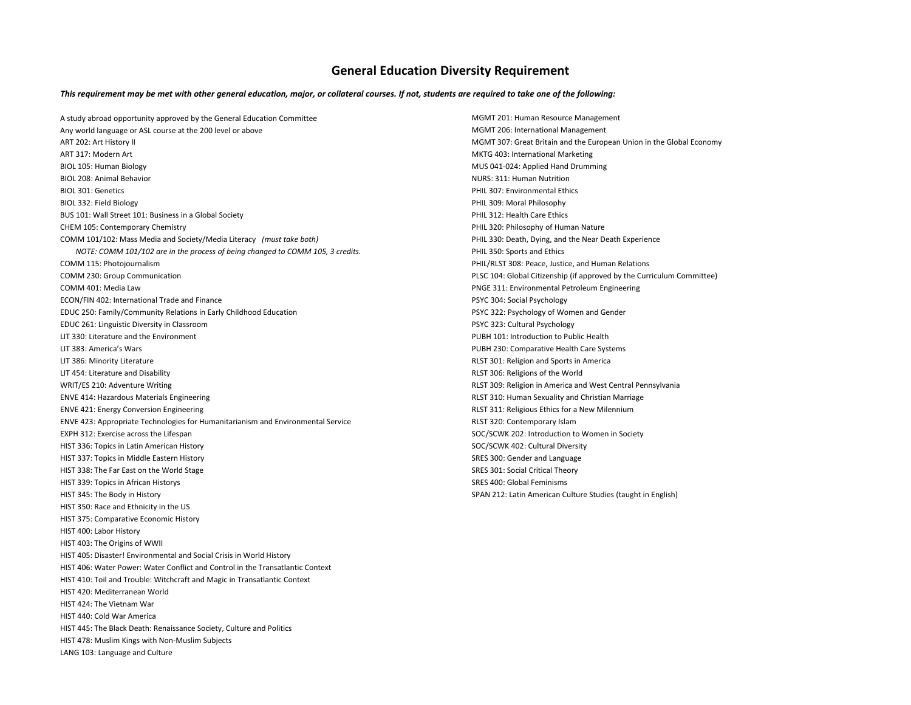# General Education Diversity Requirement

***This requirement may be met with other general education, major, or collateral courses. If not, students are required to take one of the following:***

A study abroad opportunity approved by the General Education Committee
Any world language or ASL course at the 200 level or above
ART 202: Art History II
ART 317: Modern Art
BIOL 105: Human Biology
BIOL 208: Animal Behavior
BIOL 301: Genetics
BIOL 332: Field Biology
BUS 101: Wall Street 101: Business in a Global Society
CHEM 105: Contemporary Chemistry
COMM 101/102: Mass Media and Society/Media Literacy *(must take both)*
*NOTE: COMM 101/102 are in the process of being changed to COMM 105, 3 credits.*
COMM 115: Photojournalism
COMM 230: Group Communication
COMM 401: Media Law
ECON/FIN 402: International Trade and Finance
EDUC 250: Family/Community Relations in Early Childhood Education
EDUC 261: Linguistic Diversity in Classroom
LIT 330: Literature and the Environment
LIT 383: America's Wars
LIT 386: Minority Literature
LIT 454: Literature and Disability
WRIT/ES 210: Adventure Writing
ENVE 414: Hazardous Materials Engineering
ENVE 421: Energy Conversion Engineering
ENVE 423: Appropriate Technologies for Humanitarianism and Environmental Service
EXPH 312: Exercise across the Lifespan
HIST 336: Topics in Latin American History
HIST 337: Topics in Middle Eastern History
HIST 338: The Far East on the World Stage
HIST 339: Topics in African Historys
HIST 345: The Body in History
HIST 350: Race and Ethnicity in the US
HIST 375: Comparative Economic History
HIST 400: Labor History
HIST 403: The Origins of WWII
HIST 405: Disaster! Environmental and Social Crisis in World History
HIST 406: Water Power: Water Conflict and Control in the Transatlantic Context
HIST 410: Toil and Trouble: Witchcraft and Magic in Transatlantic Context
HIST 420: Mediterranean World
HIST 424: The Vietnam War
HIST 440: Cold War America
HIST 445: The Black Death: Renaissance Society, Culture and Politics
HIST 478: Muslim Kings with Non-Muslim Subjects
LANG 103: Language and Culture
MGMT 201: Human Resource Management
MGMT 206: International Management
MGMT 307: Great Britain and the European Union in the Global Economy
MKTG 403: International Marketing
MUS 041-024: Applied Hand Drumming
NURS: 311: Human Nutrition
PHIL 307: Environmental Ethics
PHIL 309: Moral Philosophy
PHIL 312: Health Care Ethics
PHIL 320: Philosophy of Human Nature
PHIL 330: Death, Dying, and the Near Death Experience
PHIL 350: Sports and Ethics
PHIL/RLST 308: Peace, Justice, and Human Relations
PLSC 104: Global Citizenship (if approved by the Curriculum Committee)
PNGE 311: Environmental Petroleum Engineering
PSYC 304: Social Psychology
PSYC 322: Psychology of Women and Gender
PSYC 323: Cultural Psychology
PUBH 101: Introduction to Public Health
PUBH 230: Comparative Health Care Systems
RLST 301: Religion and Sports in America
RLST 306: Religions of the World
RLST 309: Religion in America and West Central Pennsylvania
RLST 310: Human Sexuality and Christian Marriage
RLST 311: Religious Ethics for a New Millennium
RLST 320: Contemporary Islam
SOC/SCWK 202: Introduction to Women in Society
SOC/SCWK 402: Cultural Diversity
SRES 300: Gender and Language
SRES 301: Social Critical Theory
SRES 400: Global Feminisms
SPAN 212: Latin American Culture Studies (taught in English)